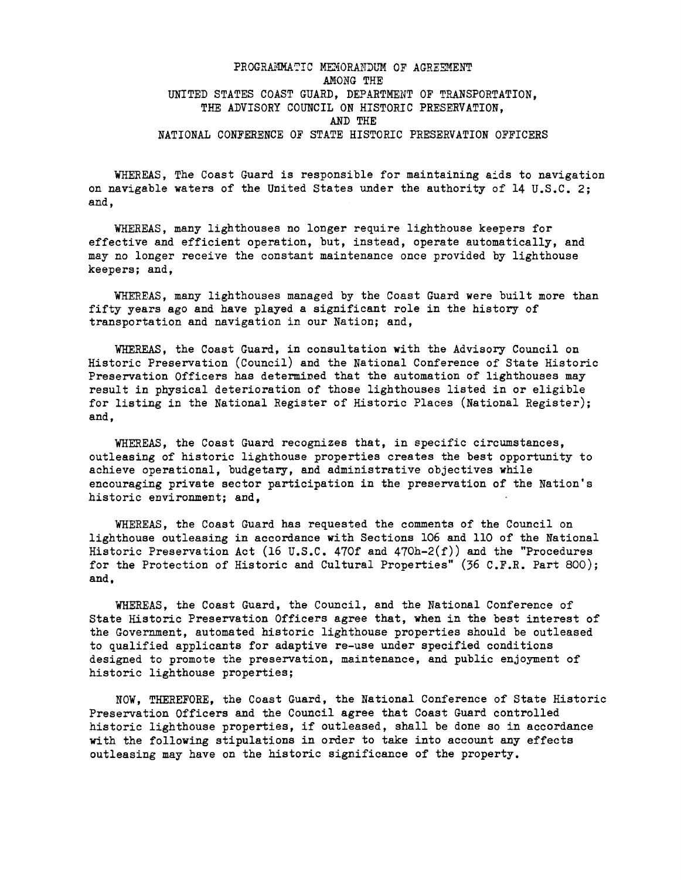# PROGRAMMATIC MEMORANDUM OF AGREEMENT
## AMONG THE
## UNITED STATES COAST GUARD, DEPARTMENT OF TRANSPORTATION,
## THE ADVISORY COUNCIL ON HISTORIC PRESERVATION,
## AND THE
## NATIONAL CONFERENCE OF STATE HISTORIC PRESERVATION OFFICERS

WHEREAS, The Coast Guard is responsible for maintaining aids to navigation on navigable waters of the United States under the authority of 14 U.S.C. 2; and,

WHEREAS, many lighthouses no longer require lighthouse keepers for effective and efficient operation, but, instead, operate automatically, and may no longer receive the constant maintenance once provided by lighthouse keepers; and,

WHEREAS, many lighthouses managed by the Coast Guard were built more than fifty years ago and have played a significant role in the history of transportation and navigation in our Nation; and,

WHEREAS, the Coast Guard, in consultation with the Advisory Council on Historic Preservation (Council) and the National Conference of State Historic Preservation Officers has determined that the automation of lighthouses may result in physical deterioration of those lighthouses listed in or eligible for listing in the National Register of Historic Places (National Register); and,

WHEREAS, the Coast Guard recognizes that, in specific circumstances, outleasing of historic lighthouse properties creates the best opportunity to achieve operational, budgetary, and administrative objectives while encouraging private sector participation in the preservation of the Nation's historic environment; and,

WHEREAS, the Coast Guard has requested the comments of the Council on lighthouse outleasing in accordance with Sections 106 and 110 of the National Historic Preservation Act (16 U.S.C. 470f and 470h-2(f)) and the "Procedures for the Protection of Historic and Cultural Properties" (36 C.F.R. Part 800); and,

WHEREAS, the Coast Guard, the Council, and the National Conference of State Historic Preservation Officers agree that, when in the best interest of the Government, automated historic lighthouse properties should be outleased to qualified applicants for adaptive re-use under specified conditions designed to promote the preservation, maintenance, and public enjoyment of historic lighthouse properties;

NOW, THEREFORE, the Coast Guard, the National Conference of State Historic Preservation Officers and the Council agree that Coast Guard controlled historic lighthouse properties, if outleased, shall be done so in accordance with the following stipulations in order to take into account any effects outleasing may have on the historic significance of the property.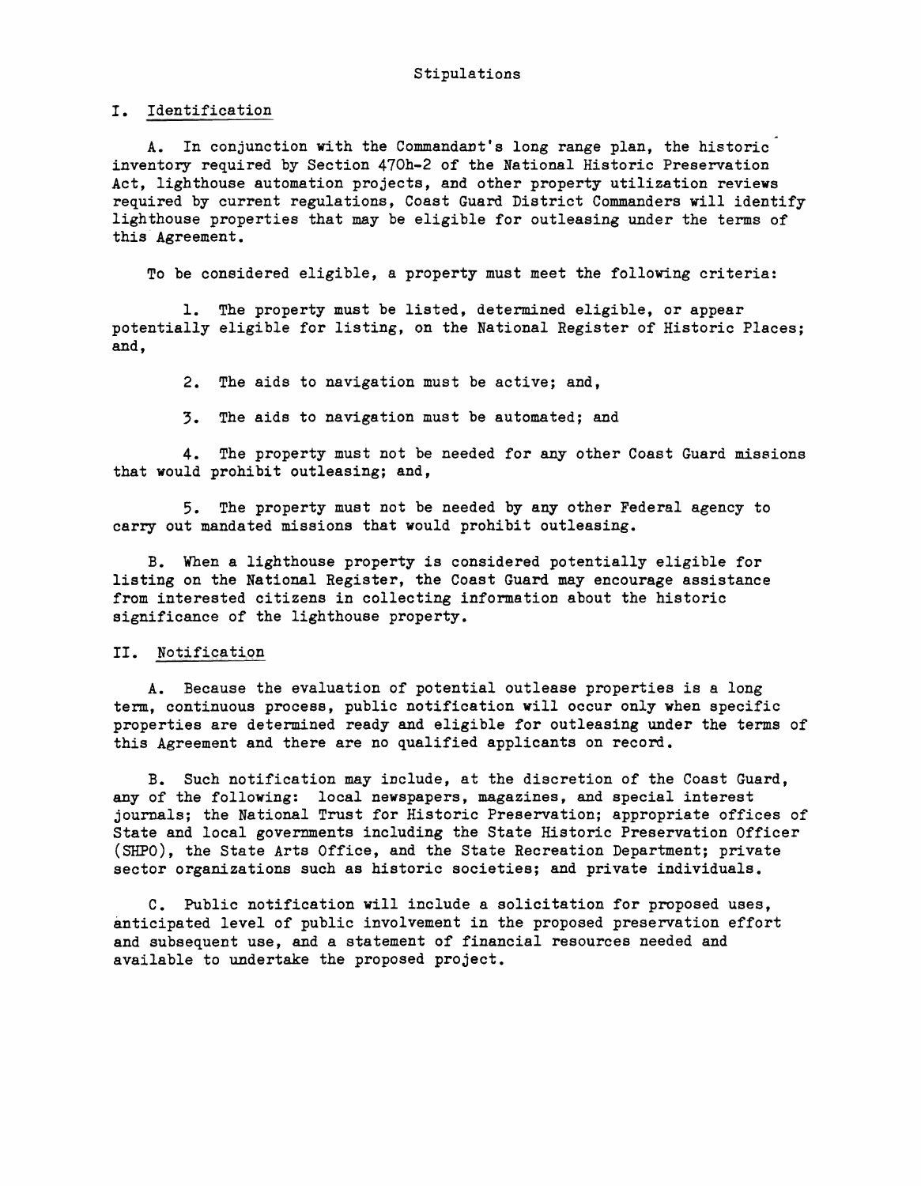Stipulations

## I. Identification

A. In conjunction with the Commandant's long range plan, the historic inventory required by Section 470h-2 of the National Historic Preservation Act, lighthouse automation projects, and other property utilization reviews required by current regulations, Coast Guard District Commanders will identify lighthouse properties that may be eligible for outleasing under the terms of this Agreement.

To be considered eligible, a property must meet the following criteria:

1. The property must be listed, determined eligible, or appear potentially eligible for listing, on the National Register of Historic Places; and,

2. The aids to navigation must be active; and,

3. The aids to navigation must be automated; and

4. The property must not be needed for any other Coast Guard missions that would prohibit outleasing; and,

5. The property must not be needed by any other Federal agency to carry out mandated missions that would prohibit outleasing.

B. When a lighthouse property is considered potentially eligible for listing on the National Register, the Coast Guard may encourage assistance from interested citizens in collecting information about the historic significance of the lighthouse property.

## II. Notification

A. Because the evaluation of potential outlease properties is a long term, continuous process, public notification will occur only when specific properties are determined ready and eligible for outleasing under the terms of this Agreement and there are no qualified applicants on record.

B. Such notification may include, at the discretion of the Coast Guard, any of the following: local newspapers, magazines, and special interest journals; the National Trust for Historic Preservation; appropriate offices of State and local governments including the State Historic Preservation Officer (SHPO), the State Arts Office, and the State Recreation Department; private sector organizations such as historic societies; and private individuals.

C. Public notification will include a solicitation for proposed uses, anticipated level of public involvement in the proposed preservation effort and subsequent use, and a statement of financial resources needed and available to undertake the proposed project.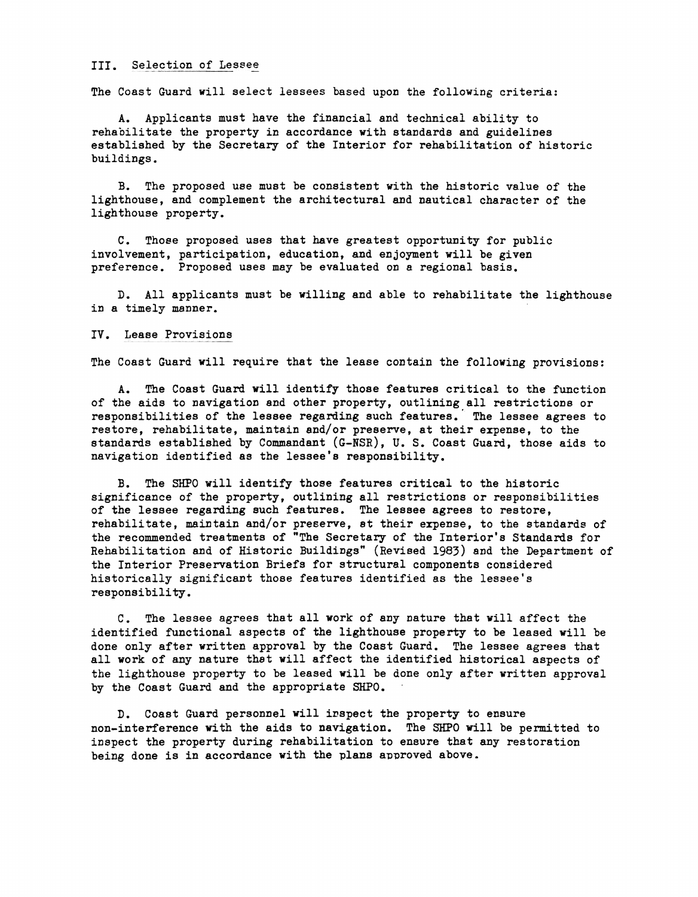## III. Selection of Lessee

The Coast Guard will select lessees based upon the following criteria:

A. Applicants must have the financial and technical ability to rehabilitate the property in accordance with standards and guidelines established by the Secretary of the Interior for rehabilitation of historic buildings.

B. The proposed use must be consistent with the historic value of the lighthouse, and complement the architectural and nautical character of the lighthouse property.

C. Those proposed uses that have greatest opportunity for public involvement, participation, education, and enjoyment will be given preference. Proposed uses may be evaluated on a regional basis.

D. All applicants must be willing and able to rehabilitate the lighthouse in a timely manner.

## IV. Lease Provisions

The Coast Guard will require that the lease contain the following provisions:

A. The Coast Guard will identify those features critical to the function of the aids to navigation and other property, outlining all restrictions or responsibilities of the lessee regarding such features. The lessee agrees to restore, rehabilitate, maintain and/or preserve, at their expense, to the standards established by Commandant (G-NSR), U. S. Coast Guard, those aids to navigation identified as the lessee's responsibility.

B. The SHPO will identify those features critical to the historic significance of the property, outlining all restrictions or responsibilities of the lessee regarding such features. The lessee agrees to restore, rehabilitate, maintain and/or preserve, at their expense, to the standards of the recommended treatments of "The Secretary of the Interior's Standards for Rehabilitation and of Historic Buildings" (Revised 1983) and the Department of the Interior Preservation Briefs for structural components considered historically significant those features identified as the lessee's responsibility.

C. The lessee agrees that all work of any nature that will affect the identified functional aspects of the lighthouse property to be leased will be done only after written approval by the Coast Guard. The lessee agrees that all work of any nature that will affect the identified historical aspects of the lighthouse property to be leased will be done only after written approval by the Coast Guard and the appropriate SHPO.

D. Coast Guard personnel will inspect the property to ensure non-interference with the aids to navigation. The SHPO will be permitted to inspect the property during rehabilitation to ensure that any restoration being done is in accordance with the plans approved above.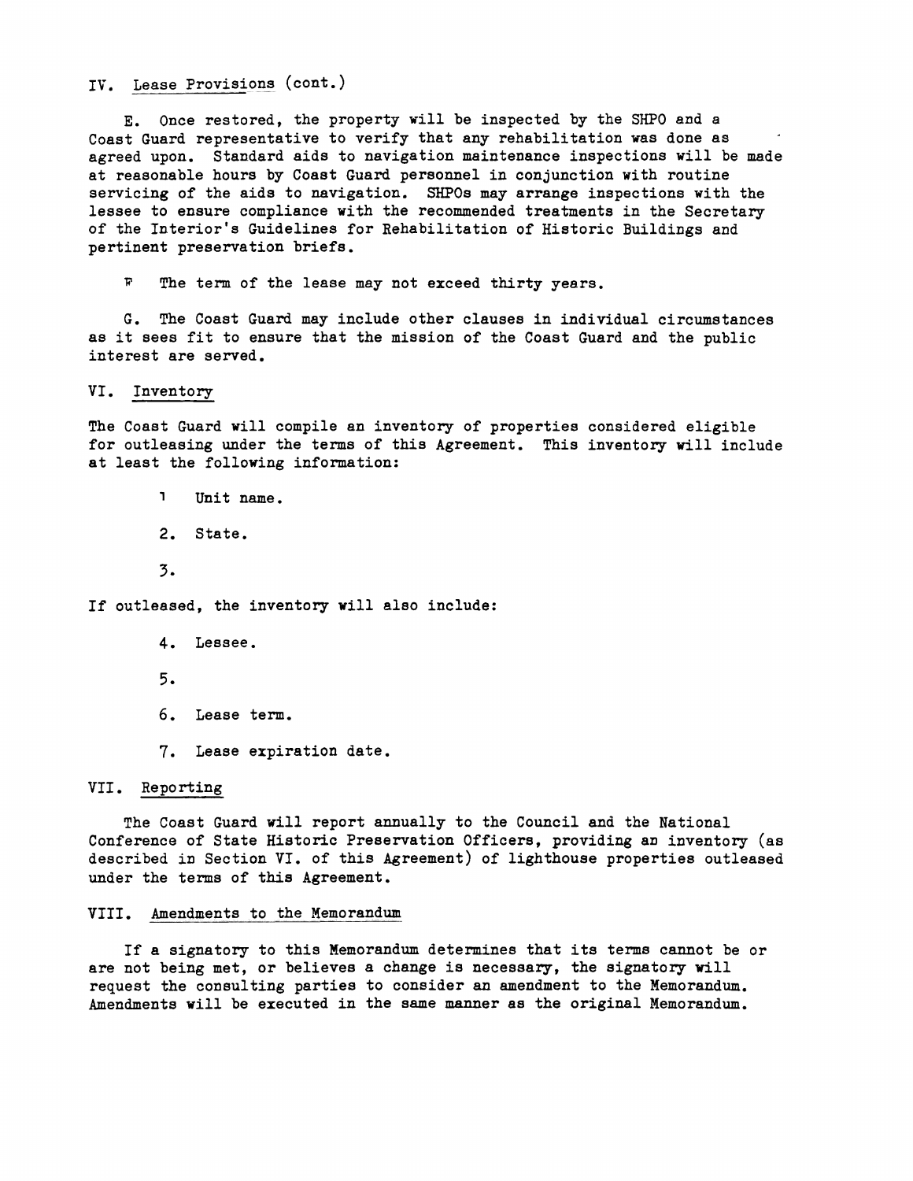IV. Lease Provisions (cont.)

E. Once restored, the property will be inspected by the SHPO and a Coast Guard representative to verify that any rehabilitation was done as agreed upon. Standard aids to navigation maintenance inspections will be made at reasonable hours by Coast Guard personnel in conjunction with routine servicing of the aids to navigation. SHPOs may arrange inspections with the lessee to ensure compliance with the recommended treatments in the Secretary of the Interior's Guidelines for Rehabilitation of Historic Buildings and pertinent preservation briefs.

F The term of the lease may not exceed thirty years.

G. The Coast Guard may include other clauses in individual circumstances as it sees fit to ensure that the mission of the Coast Guard and the public interest are served.

VI. Inventory

The Coast Guard will compile an inventory of properties considered eligible for outleasing under the terms of this Agreement. This inventory will include at least the following information:

1 Unit name.

2. State.

3.

If outleased, the inventory will also include:

4. Lessee.

5.

6. Lease term.

7. Lease expiration date.

VII. Reporting

The Coast Guard will report annually to the Council and the National Conference of State Historic Preservation Officers, providing an inventory (as described in Section VI. of this Agreement) of lighthouse properties outleased under the terms of this Agreement.

VIII. Amendments to the Memorandum

If a signatory to this Memorandum determines that its terms cannot be or are not being met, or believes a change is necessary, the signatory will request the consulting parties to consider an amendment to the Memorandum. Amendments will be executed in the same manner as the original Memorandum.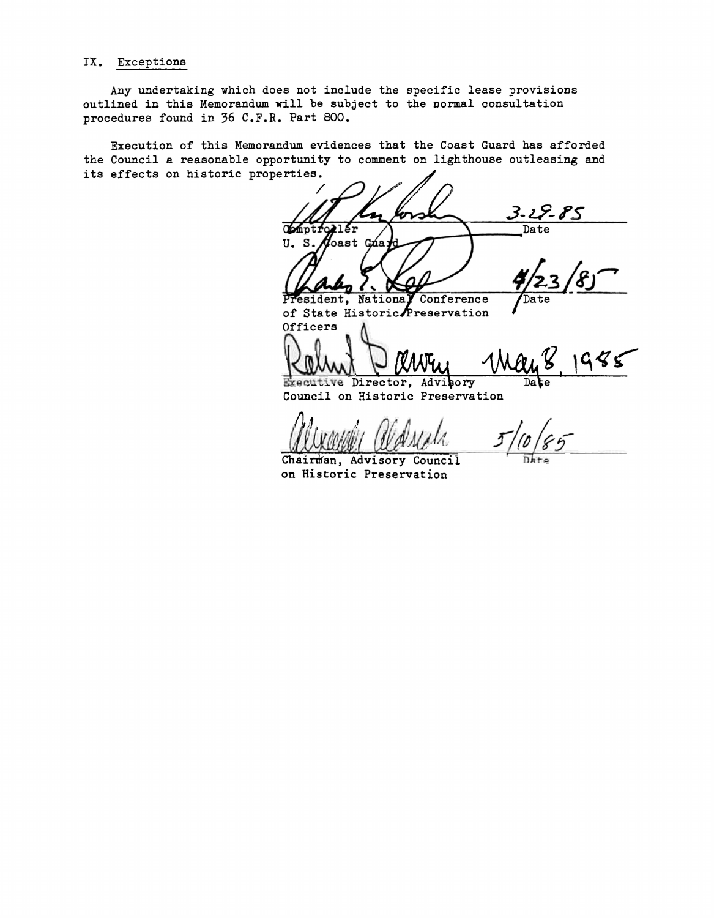## IX. Exceptions

Any undertaking which does not include the specific lease provisions outlined in this Memorandum will be subject to the normal consultation procedures found in 36 C.F.R. Part 800.

Execution of this Memorandum evidences that the Coast Guard has afforded the Council a reasonable opportunity to comment on lighthouse outleasing and its effects on historic properties.

Comptroller
U. S. Coast Guard

3-29-85
Date

President, National Conference of State Historic Preservation Officers

4/23/85
Date

Executive Director, Advisory Council on Historic Preservation

May 8, 1985
Date

Chairman, Advisory Council on Historic Preservation

5/10/85
Date